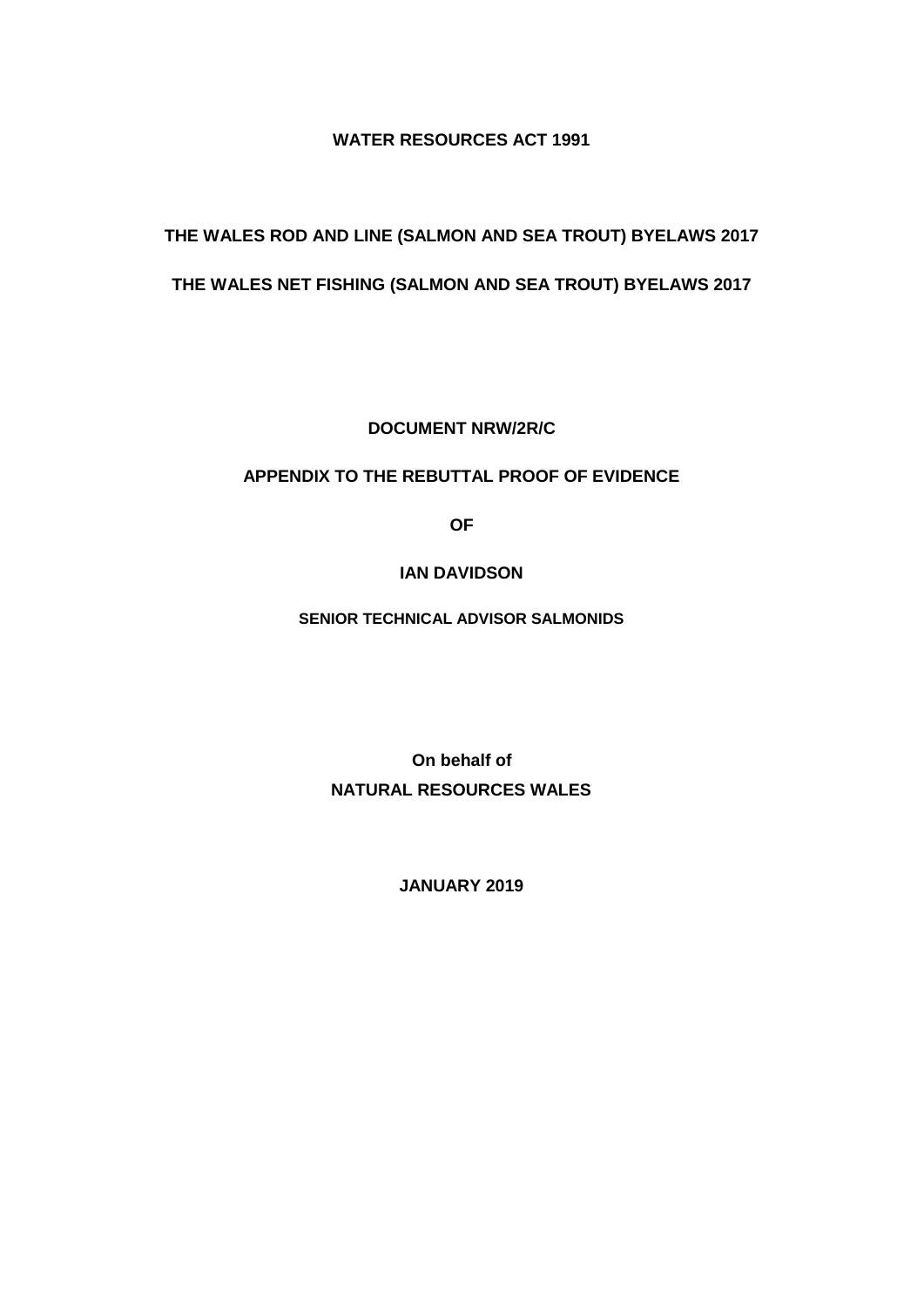**WATER RESOURCES ACT 1991**

**THE WALES ROD AND LINE (SALMON AND SEA TROUT) BYELAWS 2017**

**THE WALES NET FISHING (SALMON AND SEA TROUT) BYELAWS 2017**

**DOCUMENT NRW/2R/C**

**APPENDIX TO THE REBUTTAL PROOF OF EVIDENCE**

**OF**

**IAN DAVIDSON**

**SENIOR TECHNICAL ADVISOR SALMONIDS**

**On behalf of**

**NATURAL RESOURCES WALES**

**JANUARY 2019**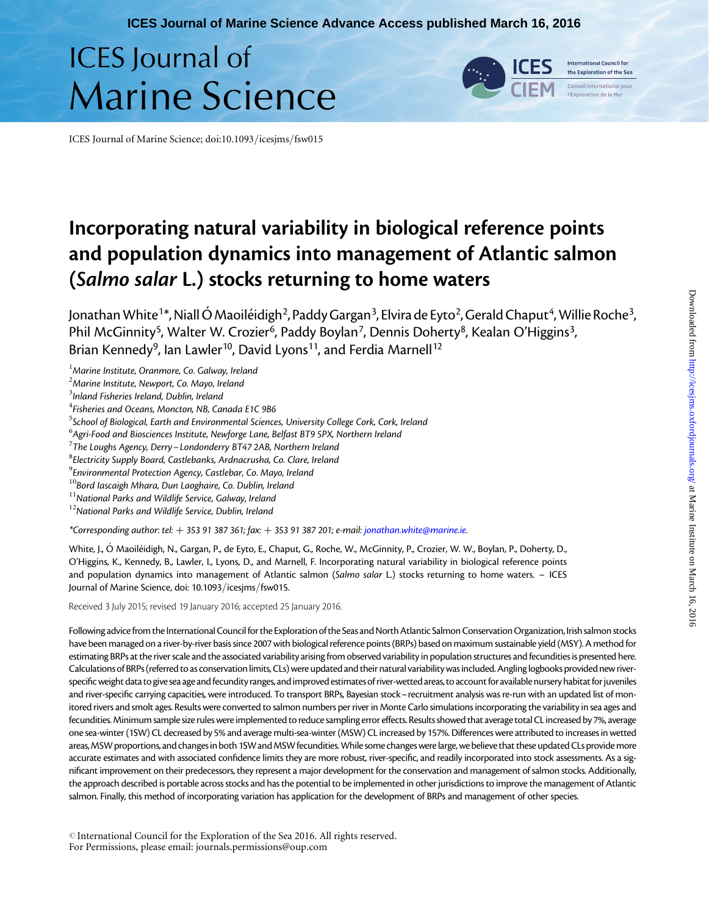# Incorporating natural variability in biological reference points and population dynamics into management of Atlantic salmon (*Salmo salar* L.) stocks returning to home waters

Jonathan White[1]*, Niall Ó Maoiléidigh[2], Paddy Gargan[3], Elvira de Eyto[2], Gerald Chaput[4], Willie Roche[3], Phil McGinnity[5], Walter W. Crozier[6], Paddy Boylan[7], Dennis Doherty[8], Kealan O'Higgins[3], Brian Kennedy[9], Ian Lawler[10], David Lyons[11], and Ferdia Marnell[12]

[1]*Marine Institute, Oranmore, Co. Galway, Ireland*
[2]*Marine Institute, Newport, Co. Mayo, Ireland*
[3]*Inland Fisheries Ireland, Dublin, Ireland*
[4]*Fisheries and Oceans, Moncton, NB, Canada E1C 9B6*
[5]*School of Biological, Earth and Environmental Sciences, University College Cork, Cork, Ireland*
[6]*Agri-Food and Biosciences Institute, Newforge Lane, Belfast BT9 5PX, Northern Ireland*
[7]*The Loughs Agency, Derry – Londonderry BT47 2AB, Northern Ireland*
[8]*Electricity Supply Board, Castlebanks, Ardnacrusha, Co. Clare, Ireland*
[9]*Environmental Protection Agency, Castlebar, Co. Mayo, Ireland*
[10]*Bord Iascaigh Mhara, Dun Laoghaire, Co. Dublin, Ireland*
[11]*National Parks and Wildlife Service, Galway, Ireland*
[12]*National Parks and Wildlife Service, Dublin, Ireland*

**Corresponding author: tel: + 353 91 387 361; fax: + 353 91 387 201; e-mail: jonathan.white@marine.ie.*

White, J., Ó Maoiléidigh, N., Gargan, P., de Eyto, E., Chaput, G., Roche, W., McGinnity, P., Crozier, W. W., Boylan, P., Doherty, D., O'Higgins, K., Kennedy, B., Lawler, I., Lyons, D., and Marnell, F. Incorporating natural variability in biological reference points and population dynamics into management of Atlantic salmon (*Salmo salar* L.) stocks returning to home waters. – ICES Journal of Marine Science, doi: 10.1093/icesjms/fsw015.

Received 3 July 2015; revised 19 January 2016; accepted 25 January 2016.

Following advice from the International Council for the Exploration of the Seas and North Atlantic Salmon Conservation Organization, Irish salmon stocks have been managed on a river-by-river basis since 2007 with biological reference points (BRPs) based on maximum sustainable yield (MSY). A method for estimating BRPs at the river scale and the associated variability arising from observed variability in population structures and fecundities is presented here. Calculations of BRPs (referred to as conservation limits, CLs) were updated and their natural variability was included. Angling logbooks provided new river-specific weight data to give sea age and fecundity ranges, and improved estimates of river-wetted areas, to account for available nursery habitat for juveniles and river-specific carrying capacities, were introduced. To transport BRPs, Bayesian stock–recruitment analysis was re-run with an updated list of monitored rivers and smolt ages. Results were converted to salmon numbers per river in Monte Carlo simulations incorporating the variability in sea ages and fecundities. Minimum sample size rules were implemented to reduce sampling error effects. Results showed that average total CL increased by 7%, average one sea-winter (1SW) CL decreased by 5% and average multi-sea-winter (MSW) CL increased by 157%. Differences were attributed to increases in wetted areas, MSW proportions, and changes in both 1SW and MSW fecundities. While some changes were large, we believe that these updated CLs provide more accurate estimates and with associated confidence limits they are more robust, river-specific, and readily incorporated into stock assessments. As a significant improvement on their predecessors, they represent a major development for the conservation and management of salmon stocks. Additionally, the approach described is portable across stocks and has the potential to be implemented in other jurisdictions to improve the management of Atlantic salmon. Finally, this method of incorporating variation has application for the development of BRPs and management of other species.

© International Council for the Exploration of the Sea 2016. All rights reserved.
For Permissions, please email: journals.permissions@oup.com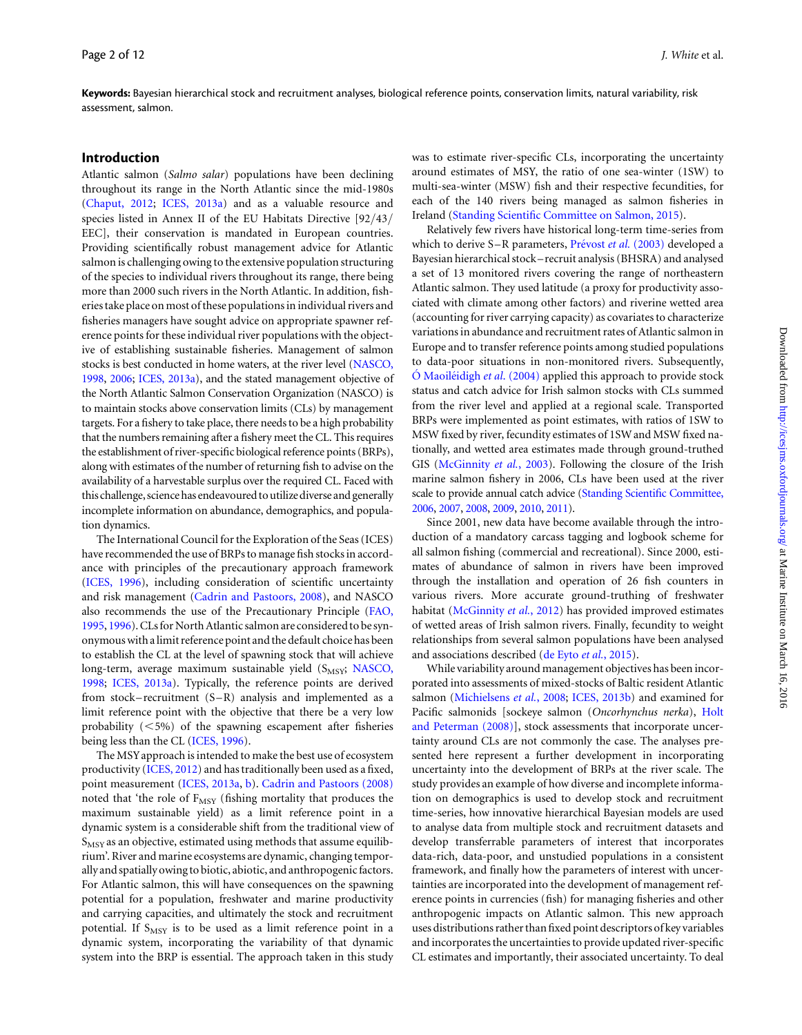**Keywords:** Bayesian hierarchical stock and recruitment analyses, biological reference points, conservation limits, natural variability, risk assessment, salmon.

## Introduction

Atlantic salmon (*Salmo salar*) populations have been declining throughout its range in the North Atlantic since the mid-1980s (Chaput, 2012; ICES, 2013a) and as a valuable resource and species listed in Annex II of the EU Habitats Directive [92/43/EEC], their conservation is mandated in European countries. Providing scientifically robust management advice for Atlantic salmon is challenging owing to the extensive population structuring of the species to individual rivers throughout its range, there being more than 2000 such rivers in the North Atlantic. In addition, fisheries take place on most of these populations in individual rivers and fisheries managers have sought advice on appropriate spawner reference points for these individual river populations with the objective of establishing sustainable fisheries. Management of salmon stocks is best conducted in home waters, at the river level (NASCO, 1998, 2006; ICES, 2013a), and the stated management objective of the North Atlantic Salmon Conservation Organization (NASCO) is to maintain stocks above conservation limits (CLs) by management targets. For a fishery to take place, there needs to be a high probability that the numbers remaining after a fishery meet the CL. This requires the establishment of river-specific biological reference points (BRPs), along with estimates of the number of returning fish to advise on the availability of a harvestable surplus over the required CL. Faced with this challenge, science has endeavoured to utilize diverse and generally incomplete information on abundance, demographics, and population dynamics.

The International Council for the Exploration of the Seas (ICES) have recommended the use of BRPs to manage fish stocks in accordance with principles of the precautionary approach framework (ICES, 1996), including consideration of scientific uncertainty and risk management (Cadrin and Pastoors, 2008), and NASCO also recommends the use of the Precautionary Principle (FAO, 1995, 1996). CLs for North Atlantic salmon are considered to be synonymous with a limit reference point and the default choice has been to establish the CL at the level of spawning stock that will achieve long-term, average maximum sustainable yield ($S_{MSY}$; NASCO, 1998; ICES, 2013a). Typically, the reference points are derived from stock–recruitment (S–R) analysis and implemented as a limit reference point with the objective that there be a very low probability ($<5\%$) of the spawning escapement after fisheries being less than the CL (ICES, 1996).

The MSY approach is intended to make the best use of ecosystem productivity (ICES, 2012) and has traditionally been used as a fixed, point measurement (ICES, 2013a, b). Cadrin and Pastoors (2008) noted that 'the role of $F_{MSY}$ (fishing mortality that produces the maximum sustainable yield) as a limit reference point in a dynamic system is a considerable shift from the traditional view of $S_{MSY}$ as an objective, estimated using methods that assume equilibrium'. River and marine ecosystems are dynamic, changing temporally and spatially owing to biotic, abiotic, and anthropogenic factors. For Atlantic salmon, this will have consequences on the spawning potential for a population, freshwater and marine productivity and carrying capacities, and ultimately the stock and recruitment potential. If $S_{MSY}$ is to be used as a limit reference point in a dynamic system, incorporating the variability of that dynamic system into the BRP is essential. The approach taken in this study was to estimate river-specific CLs, incorporating the uncertainty around estimates of MSY, the ratio of one sea-winter (1SW) to multi-sea-winter (MSW) fish and their respective fecundities, for each of the 140 rivers being managed as salmon fisheries in Ireland (Standing Scientific Committee on Salmon, 2015).

Relatively few rivers have historical long-term time-series from which to derive S–R parameters, Prévost *et al.* (2003) developed a Bayesian hierarchical stock–recruit analysis (BHSRA) and analysed a set of 13 monitored rivers covering the range of northeastern Atlantic salmon. They used latitude (a proxy for productivity associated with climate among other factors) and riverine wetted area (accounting for river carrying capacity) as covariates to characterize variations in abundance and recruitment rates of Atlantic salmon in Europe and to transfer reference points among studied populations to data-poor situations in non-monitored rivers. Subsequently, Ó Maoiléidigh *et al.* (2004) applied this approach to provide stock status and catch advice for Irish salmon stocks with CLs summed from the river level and applied at a regional scale. Transported BRPs were implemented as point estimates, with ratios of 1SW to MSW fixed by river, fecundity estimates of 1SW and MSW fixed nationally, and wetted area estimates made through ground-truthed GIS (McGinnity *et al.*, 2003). Following the closure of the Irish marine salmon fishery in 2006, CLs have been used at the river scale to provide annual catch advice (Standing Scientific Committee, 2006, 2007, 2008, 2009, 2010, 2011).

Since 2001, new data have become available through the introduction of a mandatory carcass tagging and logbook scheme for all salmon fishing (commercial and recreational). Since 2000, estimates of abundance of salmon in rivers have been improved through the installation and operation of 26 fish counters in various rivers. More accurate ground-truthing of freshwater habitat (McGinnity *et al.*, 2012) has provided improved estimates of wetted areas of Irish salmon rivers. Finally, fecundity to weight relationships from several salmon populations have been analysed and associations described (de Eyto *et al.*, 2015).

While variability around management objectives has been incorporated into assessments of mixed-stocks of Baltic resident Atlantic salmon (Michielsens *et al.*, 2008; ICES, 2013b) and examined for Pacific salmonids [sockeye salmon (*Oncorhynchus nerka*), Holt and Peterman (2008)], stock assessments that incorporate uncertainty around CLs are not commonly the case. The analyses presented here represent a further development in incorporating uncertainty into the development of BRPs at the river scale. The study provides an example of how diverse and incomplete information on demographics is used to develop stock and recruitment time-series, how innovative hierarchical Bayesian models are used to analyse data from multiple stock and recruitment datasets and develop transferrable parameters of interest that incorporates data-rich, data-poor, and unstudied populations in a consistent framework, and finally how the parameters of interest with uncertainties are incorporated into the development of management reference points in currencies (fish) for managing fisheries and other anthropogenic impacts on Atlantic salmon. This new approach uses distributions rather than fixed point descriptors of key variables and incorporates the uncertainties to provide updated river-specific CL estimates and importantly, their associated uncertainty. To deal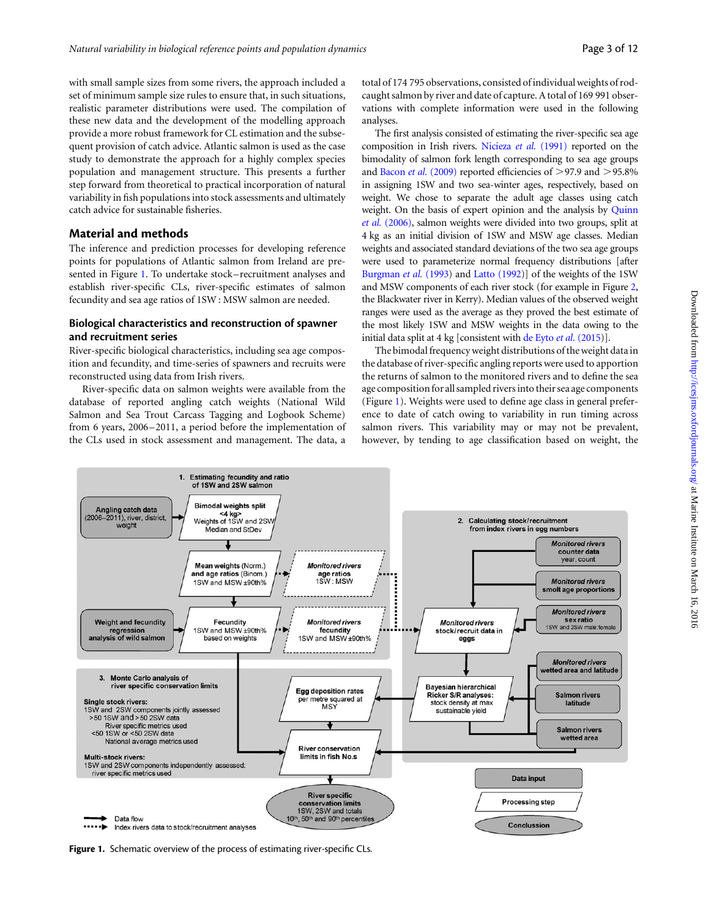with small sample sizes from some rivers, the approach included a set of minimum sample size rules to ensure that, in such situations, realistic parameter distributions were used. The compilation of these new data and the development of the modelling approach provide a more robust framework for CL estimation and the subsequent provision of catch advice. Atlantic salmon is used as the case study to demonstrate the approach for a highly complex species population and management structure. This presents a further step forward from theoretical to practical incorporation of natural variability in fish populations into stock assessments and ultimately catch advice for sustainable fisheries.

## Material and methods

The inference and prediction processes for developing reference points for populations of Atlantic salmon from Ireland are presented in Figure 1. To undertake stock–recruitment analyses and establish river-specific CLs, river-specific estimates of salmon fecundity and sea age ratios of 1SW : MSW salmon are needed.

### Biological characteristics and reconstruction of spawner and recruitment series

River-specific biological characteristics, including sea age composition and fecundity, and time-series of spawners and recruits were reconstructed using data from Irish rivers.

River-specific data on salmon weights were available from the database of reported angling catch weights (National Wild Salmon and Sea Trout Carcass Tagging and Logbook Scheme) from 6 years, 2006–2011, a period before the implementation of the CLs used in stock assessment and management. The data, a total of 174 795 observations, consisted of individual weights of rod-caught salmon by river and date of capture. A total of 169 991 observations with complete information were used in the following analyses.

The first analysis consisted of estimating the river-specific sea age composition in Irish rivers. Nicieza *et al.* (1991) reported on the bimodality of salmon fork length corresponding to sea age groups and Bacon *et al.* (2009) reported efficiencies of >97.9 and >95.8% in assigning 1SW and two sea-winter ages, respectively, based on weight. We chose to separate the adult age classes using catch weight. On the basis of expert opinion and the analysis by Quinn *et al.* (2006), salmon weights were divided into two groups, split at 4 kg as an initial division of 1SW and MSW age classes. Median weights and associated standard deviations of the two sea age groups were used to parameterize normal frequency distributions [after Burgman *et al.* (1993) and Latto (1992)] of the weights of the 1SW and MSW components of each river stock (for example in Figure 2, the Blackwater river in Kerry). Median values of the observed weight ranges were used as the average as they proved the best estimate of the most likely 1SW and MSW weights in the data owing to the initial data split at 4 kg [consistent with de Eyto *et al.* (2015)].

The bimodal frequency weight distributions of the weight data in the database of river-specific angling reports were used to apportion the returns of salmon to the monitored rivers and to define the sea age composition for all sampled rivers into their sea age components (Figure 1). Weights were used to define age class in general preference to date of catch owing to variability in run timing across salmon rivers. This variability may or may not be prevalent, however, by tending to age classification based on weight, the

Figure 1. Schematic overview of the process of estimating river-specific CLs.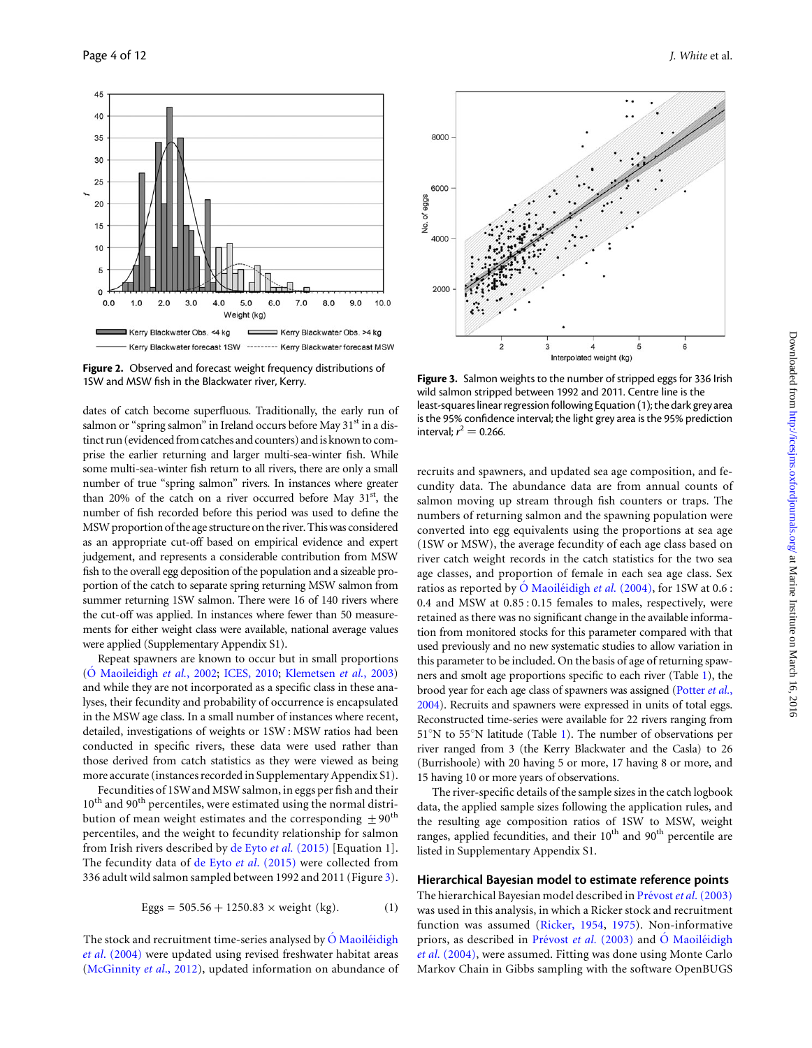Figure 2. Observed and forecast weight frequency distributions of 1SW and MSW fish in the Blackwater river, Kerry.

Figure 3. Salmon weights to the number of stripped eggs for 336 Irish wild salmon stripped between 1992 and 2011. Centre line is the least-squares linear regression following Equation (1); the dark grey area is the 95% confidence interval; the light grey area is the 95% prediction interval; $r^2 = 0.266$.

dates of catch become superfluous. Traditionally, the early run of salmon or "spring salmon" in Ireland occurs before May 31st in a distinct run (evidenced from catches and counters) and is known to comprise the earlier returning and larger multi-sea-winter fish. While some multi-sea-winter fish return to all rivers, there are only a small number of true "spring salmon" rivers. In instances where greater than 20% of the catch on a river occurred before May 31st, the number of fish recorded before this period was used to define the MSW proportion of the age structure on the river. This was considered as an appropriate cut-off based on empirical evidence and expert judgement, and represents a considerable contribution from MSW fish to the overall egg deposition of the population and a sizeable proportion of the catch to separate spring returning MSW salmon from summer returning 1SW salmon. There were 16 of 140 rivers where the cut-off was applied. In instances where fewer than 50 measurements for either weight class were available, national average values were applied (Supplementary Appendix S1).

Repeat spawners are known to occur but in small proportions (Ó Maoileidigh *et al.*, 2002; ICES, 2010; Klemetsen *et al.*, 2003) and while they are not incorporated as a specific class in these analyses, their fecundity and probability of occurrence is encapsulated in the MSW age class. In a small number of instances where recent, detailed, investigations of weights or 1SW : MSW ratios had been conducted in specific rivers, these data were used rather than those derived from catch statistics as they were viewed as being more accurate (instances recorded in Supplementary Appendix S1).

Fecundities of 1SW and MSW salmon, in eggs per fish and their 10th and 90th percentiles, were estimated using the normal distribution of mean weight estimates and the corresponding ±90th percentiles, and the weight to fecundity relationship for salmon from Irish rivers described by de Eyto *et al.* (2015) [Equation 1]. The fecundity data of de Eyto *et al.* (2015) were collected from 336 adult wild salmon sampled between 1992 and 2011 (Figure 3).

$$\text{Eggs} = 505.56 + 1250.83 \times \text{weight (kg)}. \quad (1)$$

The stock and recruitment time-series analysed by Ó Maoiléidigh *et al.* (2004) were updated using revised freshwater habitat areas (McGinnity *et al.*, 2012), updated information on abundance of recruits and spawners, and updated sea age composition, and fecundity data. The abundance data are from annual counts of salmon moving up stream through fish counters or traps. The numbers of returning salmon and the spawning population were converted into egg equivalents using the proportions at sea age (1SW or MSW), the average fecundity of each age class based on river catch weight records in the catch statistics for the two sea age classes, and proportion of female in each sea age class. Sex ratios as reported by Ó Maoiléidigh *et al.* (2004), for 1SW at 0.6 : 0.4 and MSW at 0.85 : 0.15 females to males, respectively, were retained as there was no significant change in the available information from monitored stocks for this parameter compared with that used previously and no new systematic studies to allow variation in this parameter to be included. On the basis of age of returning spawners and smolt age proportions specific to each river (Table 1), the brood year for each age class of spawners was assigned (Potter *et al.*, 2004). Recruits and spawners were expressed in units of total eggs. Reconstructed time-series were available for 22 rivers ranging from 51°N to 55°N latitude (Table 1). The number of observations per river ranged from 3 (the Kerry Blackwater and the Casla) to 26 (Burrishoole) with 20 having 5 or more, 17 having 8 or more, and 15 having 10 or more years of observations.

The river-specific details of the sample sizes in the catch logbook data, the applied sample sizes following the application rules, and the resulting age composition ratios of 1SW to MSW, weight ranges, applied fecundities, and their 10th and 90th percentile are listed in Supplementary Appendix S1.

## Hierarchical Bayesian model to estimate reference points

The hierarchical Bayesian model described in Prévost *et al.* (2003) was used in this analysis, in which a Ricker stock and recruitment function was assumed (Ricker, 1954, 1975). Non-informative priors, as described in Prévost *et al.* (2003) and Ó Maoiléidigh *et al.* (2004), were assumed. Fitting was done using Monte Carlo Markov Chain in Gibbs sampling with the software OpenBUGS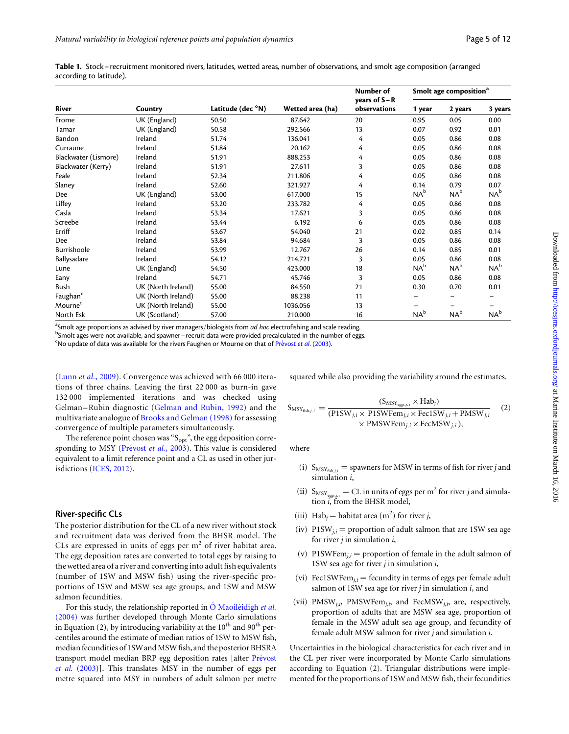**Table 1.** Stock–recruitment monitored rivers, latitudes, wetted areas, number of observations, and smolt age composition (arranged according to latitude).

| River | Country | Latitude (dec °N) | Wetted area (ha) | Number of years of S–R observations | Smolt age composition[a] | | |
|---|---|---|---|---|---|---|---|
| | | | | | 1 year | 2 years | 3 years |
| Frome | UK (England) | 50.50 | 87.642 | 20 | 0.95 | 0.05 | 0.00 |
| Tamar | UK (England) | 50.58 | 292.566 | 13 | 0.07 | 0.92 | 0.01 |
| Bandon | Ireland | 51.74 | 136.041 | 4 | 0.05 | 0.86 | 0.08 |
| Curraune | Ireland | 51.84 | 20.162 | 4 | 0.05 | 0.86 | 0.08 |
| Blackwater (Lismore) | Ireland | 51.91 | 888.253 | 4 | 0.05 | 0.86 | 0.08 |
| Blackwater (Kerry) | Ireland | 51.91 | 27.611 | 3 | 0.05 | 0.86 | 0.08 |
| Feale | Ireland | 52.34 | 211.806 | 4 | 0.05 | 0.86 | 0.08 |
| Slaney | Ireland | 52.60 | 321.927 | 4 | 0.14 | 0.79 | 0.07 |
| Dee | UK (England) | 53.00 | 617.000 | 15 | NA[b] | NA[b] | NA[b] |
| Liffey | Ireland | 53.20 | 233.782 | 4 | 0.05 | 0.86 | 0.08 |
| Casla | Ireland | 53.34 | 17.621 | 3 | 0.05 | 0.86 | 0.08 |
| Screebe | Ireland | 53.44 | 6.192 | 6 | 0.05 | 0.86 | 0.08 |
| Erriff | Ireland | 53.67 | 54.040 | 21 | 0.02 | 0.85 | 0.14 |
| Dee | Ireland | 53.84 | 94.684 | 3 | 0.05 | 0.86 | 0.08 |
| Burrishoole | Ireland | 53.99 | 12.767 | 26 | 0.14 | 0.85 | 0.01 |
| Ballysadare | Ireland | 54.12 | 214.721 | 3 | 0.05 | 0.86 | 0.08 |
| Lune | UK (England) | 54.50 | 423.000 | 18 | NA[b] | NA[b] | NA[b] |
| Eany | Ireland | 54.71 | 45.746 | 3 | 0.05 | 0.86 | 0.08 |
| Bush | UK (North Ireland) | 55.00 | 84.550 | 21 | 0.30 | 0.70 | 0.01 |
| Faughan[c] | UK (North Ireland) | 55.00 | 88.238 | 11 | – | – | – |
| Mourne[c] | UK (North Ireland) | 55.00 | 1036.056 | 13 | – | – | – |
| North Esk | UK (Scotland) | 57.00 | 210.000 | 16 | NA[b] | NA[b] | NA[b] |

[a]Smolt age proportions as advised by river managers/biologists from *ad hoc* electrofishing and scale reading.
[b]Smolt ages were not available, and spawner–recruit data were provided precalculated in the number of eggs.
[c]No update of data was available for the rivers Faughen or Mourne on that of Prèvost *et al.* (2003).

(Lunn *et al.*, 2009). Convergence was achieved with 66 000 iterations of three chains. Leaving the first 22 000 as burn-in gave 132 000 implemented iterations and was checked using Gelman–Rubin diagnostic (Gelman and Rubin, 1992) and the multivariate analogue of Brooks and Gelman (1998) for assessing convergence of multiple parameters simultaneously.

The reference point chosen was "$S_{opt}$", the egg deposition corresponding to MSY (Prévost *et al.*, 2003). This value is considered equivalent to a limit reference point and a CL as used in other jurisdictions (ICES, 2012).

### River-specific CLs

The posterior distribution for the CL of a new river without stock and recruitment data was derived from the BHSR model. The CLs are expressed in units of eggs per m$^2$ of river habitat area. The egg deposition rates are converted to total eggs by raising to the wetted area of a river and converting into adult fish equivalents (number of 1SW and MSW fish) using the river-specific proportions of 1SW and MSW sea age groups, and 1SW and MSW salmon fecundities.

For this study, the relationship reported in Ó Maoiléidigh *et al.* (2004) was further developed through Monte Carlo simulations in Equation (2), by introducing variability at the 10$^{th}$ and 90$^{th}$ percentiles around the estimate of median ratios of 1SW to MSW fish, median fecundities of 1SW and MSW fish, and the posterior BHSRA transport model median BRP egg deposition rates [after Prévost *et al.* (2003)]. This translates MSY in the number of eggs per metre squared into MSY in numbers of adult salmon per metre squared while also providing the variability around the estimates.

$$S_{MSY_{fish,j,i}} = \frac{(S_{MSY_{eggs,j,i}} \times Hab_j)}{(P1SW_{j,i} \times P1SWFem_{j,i} \times Fec1SW_{j,i} + PMSW_{j,i} \times PMSWFem_{j,i} \times FecMSW_{j,i})}, \quad (2)$$

where

(i) $S_{MSY_{fish,j,i}}$ = spawners for MSW in terms of fish for river *j* and simulation *i*,

(ii) $S_{MSY_{eggs,j,i}}$ = CL in units of eggs per m$^2$ for river *j* and simulation *i*, from the BHSR model,

(iii) $Hab_j$ = habitat area (m$^2$) for river *j*,

(iv) $P1SW_{j,i}$ = proportion of adult salmon that are 1SW sea age for river *j* in simulation *i*,

(v) $P1SWFem_{j,i}$ = proportion of female in the adult salmon of 1SW sea age for river *j* in simulation *i*,

(vi) $Fec1SWFem_{j,i}$ = fecundity in terms of eggs per female adult salmon of 1SW sea age for river *j* in simulation *i*, and

(vii) $PMSW_{j,i}$, $PMSWFem_{j,i}$, and $FecMSW_{j,i}$ are, respectively, proportion of adults that are MSW sea age, proportion of female in the MSW adult sea age group, and fecundity of female adult MSW salmon for river *j* and simulation *i*.

Uncertainties in the biological characteristics for each river and in the CL per river were incorporated by Monte Carlo simulations according to Equation (2). Triangular distributions were implemented for the proportions of 1SW and MSW fish, their fecundities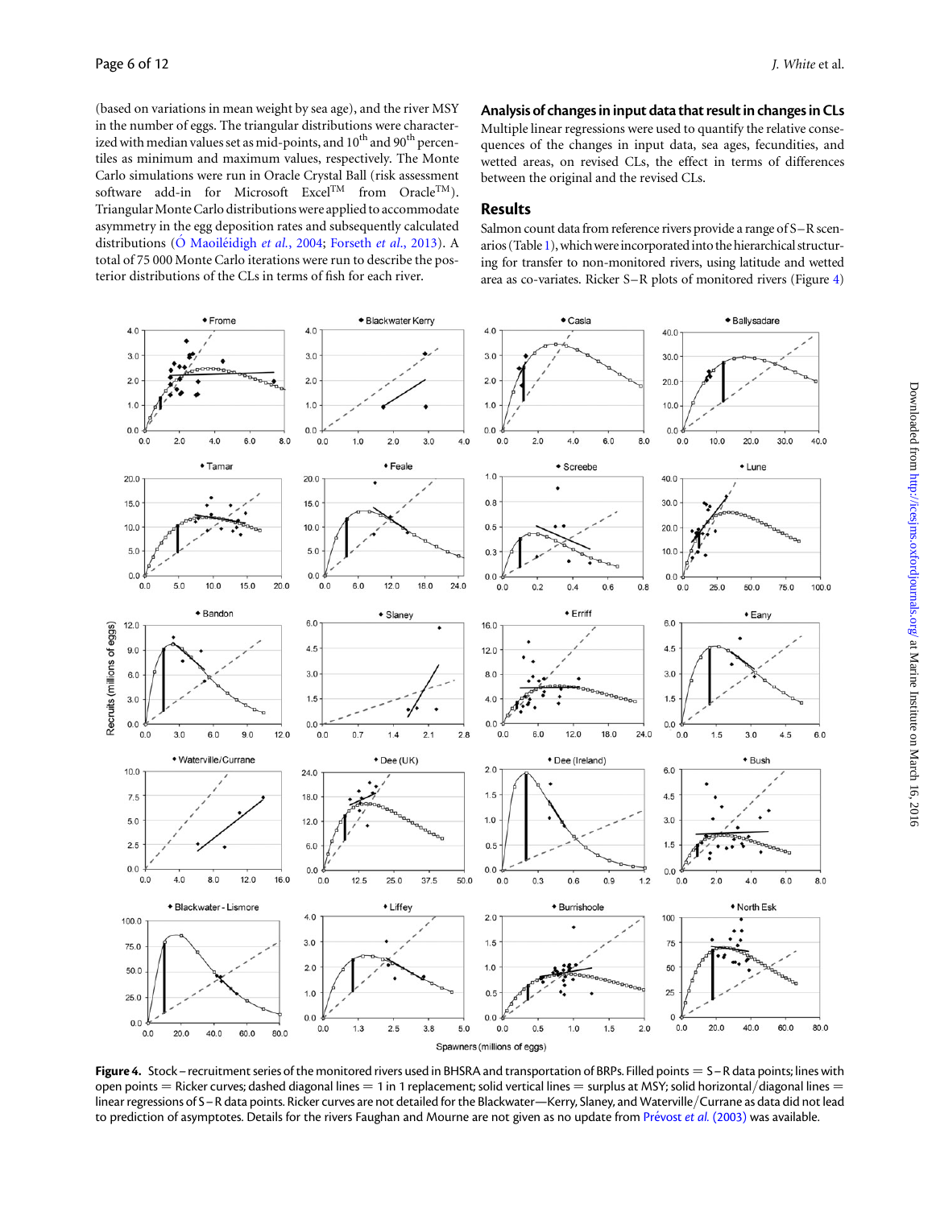(based on variations in mean weight by sea age), and the river MSY in the number of eggs. The triangular distributions were characterized with median values set as mid-points, and 10th and 90th percentiles as minimum and maximum values, respectively. The Monte Carlo simulations were run in Oracle Crystal Ball (risk assessment software add-in for Microsoft Excel™ from Oracle™). Triangular Monte Carlo distributions were applied to accommodate asymmetry in the egg deposition rates and subsequently calculated distributions (Ó Maoiléidigh *et al.*, 2004; Forseth *et al.*, 2013). A total of 75 000 Monte Carlo iterations were run to describe the posterior distributions of the CLs in terms of fish for each river.

## Analysis of changes in input data that result in changes in CLs

Multiple linear regressions were used to quantify the relative consequences of the changes in input data, sea ages, fecundities, and wetted areas, on revised CLs, the effect in terms of differences between the original and the revised CLs.

## Results

Salmon count data from reference rivers provide a range of S–R scenarios (Table 1), which were incorporated into the hierarchical structuring for transfer to non-monitored rivers, using latitude and wetted area as co-variates. Ricker S–R plots of monitored rivers (Figure 4)

**Figure 4.** Stock–recruitment series of the monitored rivers used in BHSRA and transportation of BRPs. Filled points = S–R data points; lines with open points = Ricker curves; dashed diagonal lines = 1 in 1 replacement; solid vertical lines = surplus at MSY; solid horizontal/diagonal lines = linear regressions of S–R data points. Ricker curves are not detailed for the Blackwater—Kerry, Slaney, and Waterville/Currane as data did not lead to prediction of asymptotes. Details for the rivers Faughan and Mourne are not given as no update from Prévost *et al.* (2003) was available.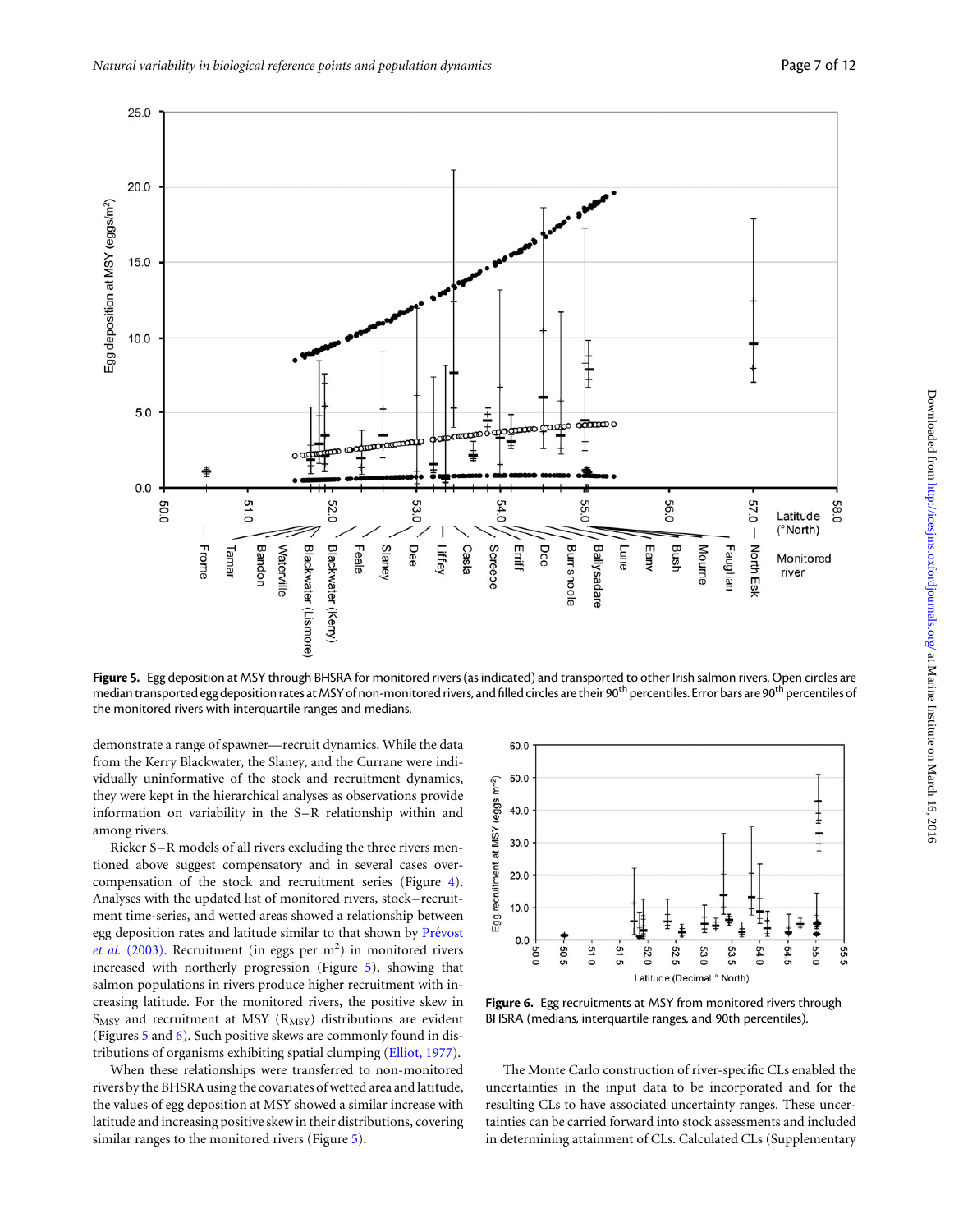**Figure 5.** Egg deposition at MSY through BHSRA for monitored rivers (as indicated) and transported to other Irish salmon rivers. Open circles are median transported egg deposition rates at MSY of non-monitored rivers, and filled circles are their 90[th] percentiles. Error bars are 90[th] percentiles of the monitored rivers with interquartile ranges and medians.

demonstrate a range of spawner—recruit dynamics. While the data from the Kerry Blackwater, the Slaney, and the Currane were individually uninformative of the stock and recruitment dynamics, they were kept in the hierarchical analyses as observations provide information on variability in the S–R relationship within and among rivers.

Ricker S–R models of all rivers excluding the three rivers mentioned above suggest compensatory and in several cases overcompensation of the stock and recruitment series (Figure 4). Analyses with the updated list of monitored rivers, stock–recruitment time-series, and wetted areas showed a relationship between egg deposition rates and latitude similar to that shown by Prévost *et al.* (2003). Recruitment (in eggs per m$^2$) in monitored rivers increased with northerly progression (Figure 5), showing that salmon populations in rivers produce higher recruitment with increasing latitude. For the monitored rivers, the positive skew in $S_{MSY}$ and recruitment at MSY ($R_{MSY}$) distributions are evident (Figures 5 and 6). Such positive skews are commonly found in distributions of organisms exhibiting spatial clumping (Elliot, 1977).

When these relationships were transferred to non-monitored rivers by the BHSRA using the covariates of wetted area and latitude, the values of egg deposition at MSY showed a similar increase with latitude and increasing positive skew in their distributions, covering similar ranges to the monitored rivers (Figure 5).

**Figure 6.** Egg recruitments at MSY from monitored rivers through BHSRA (medians, interquartile ranges, and 90th percentiles).

The Monte Carlo construction of river-specific CLs enabled the uncertainties in the input data to be incorporated and for the resulting CLs to have associated uncertainty ranges. These uncertainties can be carried forward into stock assessments and included in determining attainment of CLs. Calculated CLs (Supplementary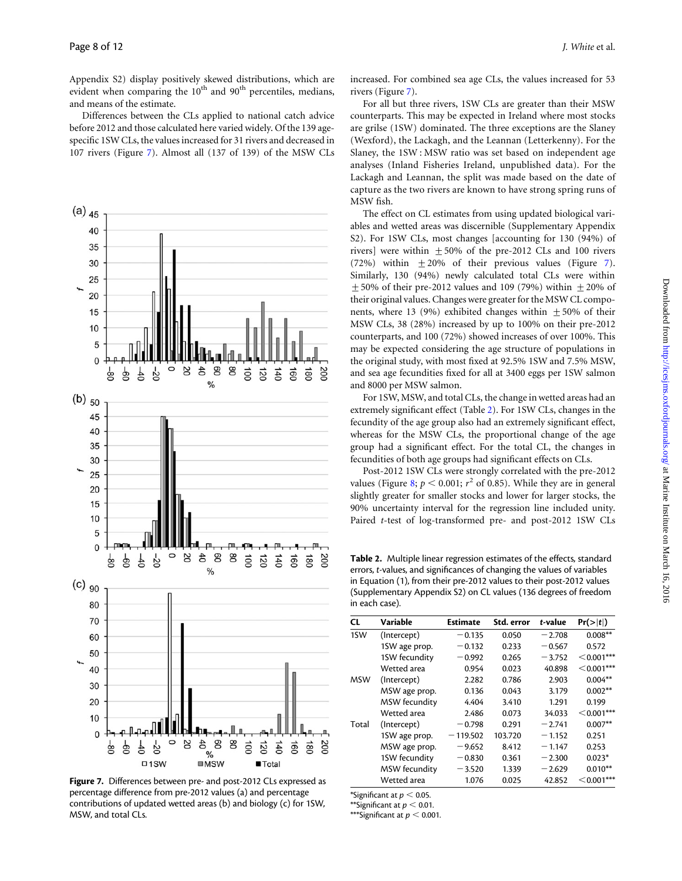Appendix S2) display positively skewed distributions, which are evident when comparing the $10^{th}$ and $90^{th}$ percentiles, medians, and means of the estimate.

Differences between the CLs applied to national catch advice before 2012 and those calculated here varied widely. Of the 139 age-specific 1SW CLs, the values increased for 31 rivers and decreased in 107 rivers (Figure 7). Almost all (137 of 139) of the MSW CLs increased. For combined sea age CLs, the values increased for 53 rivers (Figure 7).

For all but three rivers, 1SW CLs are greater than their MSW counterparts. This may be expected in Ireland where most stocks are grilse (1SW) dominated. The three exceptions are the Slaney (Wexford), the Lackagh, and the Leannan (Letterkenny). For the Slaney, the 1SW : MSW ratio was set based on independent age analyses (Inland Fisheries Ireland, unpublished data). For the Lackagh and Leannan, the split was made based on the date of capture as the two rivers are known to have strong spring runs of MSW fish.

The effect on CL estimates from using updated biological variables and wetted areas was discernible (Supplementary Appendix S2). For 1SW CLs, most changes [accounting for 130 (94%) of rivers] were within $\pm 50\%$ of the pre-2012 CLs and 100 rivers (72%) within $\pm 20\%$ of their previous values (Figure 7). Similarly, 130 (94%) newly calculated total CLs were within $\pm 50\%$ of their pre-2012 values and 109 (79%) within $\pm 20\%$ of their original values. Changes were greater for the MSW CL components, where 13 (9%) exhibited changes within $\pm 50\%$ of their MSW CLs, 38 (28%) increased by up to 100% on their pre-2012 counterparts, and 100 (72%) showed increases of over 100%. This may be expected considering the age structure of populations in the original study, with most fixed at 92.5% 1SW and 7.5% MSW, and sea age fecundities fixed for all at 3400 eggs per 1SW salmon and 8000 per MSW salmon.

For 1SW, MSW, and total CLs, the change in wetted areas had an extremely significant effect (Table 2). For 1SW CLs, changes in the fecundity of the age group also had an extremely significant effect, whereas for the MSW CLs, the proportional change of the age group had a significant effect. For the total CL, the changes in fecundities of both age groups had significant effects on CLs.

Post-2012 1SW CLs were strongly correlated with the pre-2012 values (Figure 8; $p < 0.001$; $r^2$ of 0.85). While they are in general slightly greater for smaller stocks and lower for larger stocks, the 90% uncertainty interval for the regression line included unity. Paired $t$-test of log-transformed pre- and post-2012 1SW CLs

**Figure 7.** Differences between pre- and post-2012 CLs expressed as percentage difference from pre-2012 values (a) and percentage contributions of updated wetted areas (b) and biology (c) for 1SW, MSW, and total CLs.

**Table 2.** Multiple linear regression estimates of the effects, standard errors, $t$-values, and significances of changing the values of variables in Equation (1), from their pre-2012 values to their post-2012 values (Supplementary Appendix S2) on CL values (136 degrees of freedom in each case).

| CL | Variable | Estimate | Std. error | $t$-value | $\Pr(>\|t\|)$ |
|---|---|---|---|---|---|
| 1SW | (Intercept) | −0.135 | 0.050 | −2.708 | 0.008** |
| | 1SW age prop. | −0.132 | 0.233 | −0.567 | 0.572 |
| | 1SW fecundity | −0.992 | 0.265 | −3.752 | <0.001*** |
| | Wetted area | 0.954 | 0.023 | 40.898 | <0.001*** |
| MSW | (Intercept) | 2.282 | 0.786 | 2.903 | 0.004** |
| | MSW age prop. | 0.136 | 0.043 | 3.179 | 0.002** |
| | MSW fecundity | 4.404 | 3.410 | 1.291 | 0.199 |
| | Wetted area | 2.486 | 0.073 | 34.033 | <0.001*** |
| Total | (Intercept) | −0.798 | 0.291 | −2.741 | 0.007** |
| | 1SW age prop. | −119.502 | 103.720 | −1.152 | 0.251 |
| | MSW age prop. | −9.652 | 8.412 | −1.147 | 0.253 |
| | 1SW fecundity | −0.830 | 0.361 | −2.300 | 0.023* |
| | MSW fecundity | −3.520 | 1.339 | −2.629 | 0.010** |
| | Wetted area | 1.076 | 0.025 | 42.852 | <0.001*** |

*Significant at $p < 0.05$.
**Significant at $p < 0.01$.
***Significant at $p < 0.001$.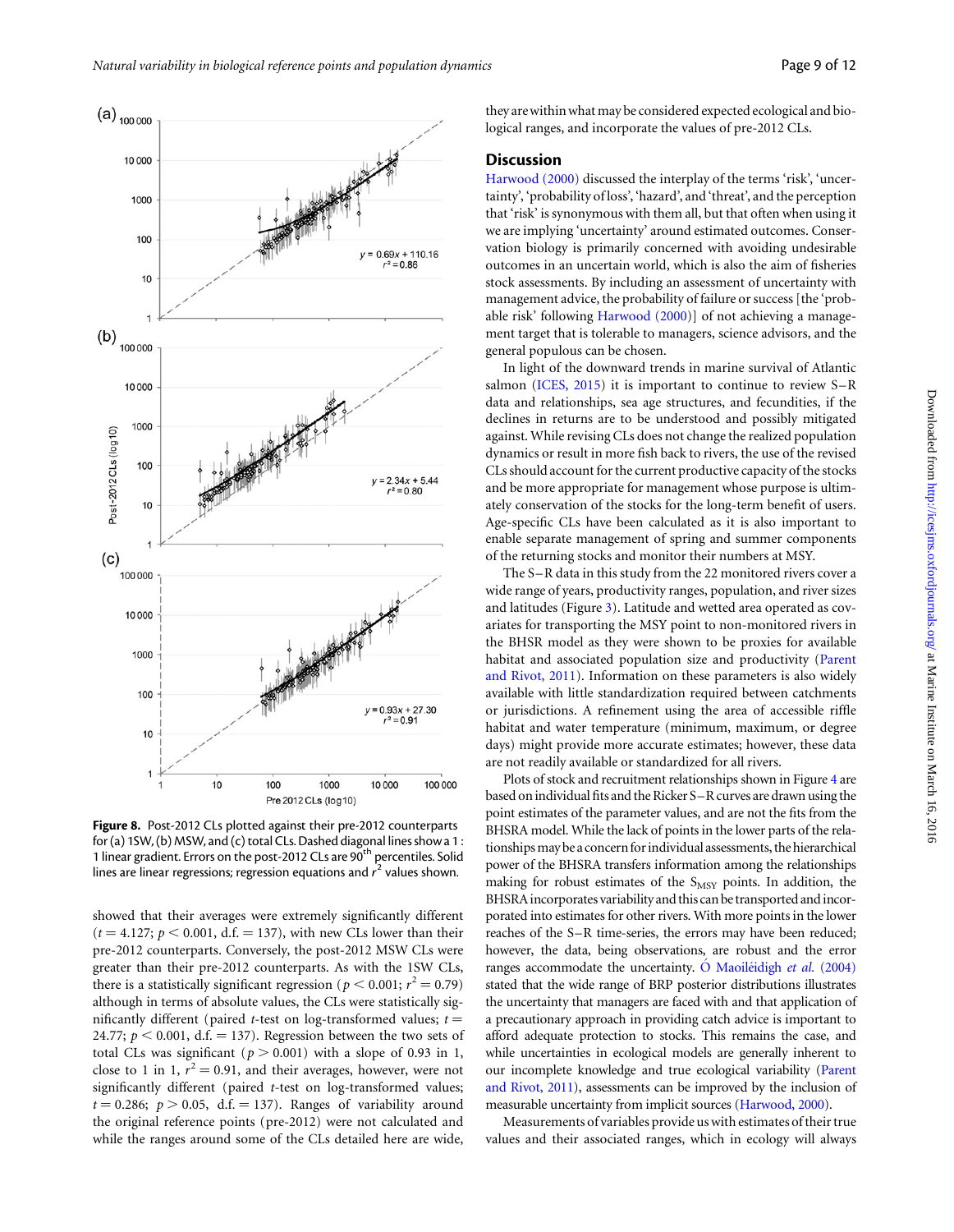**Figure 8.** Post-2012 CLs plotted against their pre-2012 counterparts for (a) 1SW, (b) MSW, and (c) total CLs. Dashed diagonal lines show a 1 : 1 linear gradient. Errors on the post-2012 CLs are 90th percentiles. Solid lines are linear regressions; regression equations and $r^2$ values shown.

showed that their averages were extremely significantly different ($t = 4.127$; $p < 0.001$, d.f. = 137), with new CLs lower than their pre-2012 counterparts. Conversely, the post-2012 MSW CLs were greater than their pre-2012 counterparts. As with the 1SW CLs, there is a statistically significant regression ($p < 0.001$; $r^2 = 0.79$) although in terms of absolute values, the CLs were statistically significantly different (paired $t$-test on log-transformed values; $t = 24.77$; $p < 0.001$, d.f. = 137). Regression between the two sets of total CLs was significant ($p > 0.001$) with a slope of 0.93 in 1, close to 1 in 1, $r^2 = 0.91$, and their averages, however, were not significantly different (paired $t$-test on log-transformed values; $t = 0.286$; $p > 0.05$, d.f. = 137). Ranges of variability around the original reference points (pre-2012) were not calculated and while the ranges around some of the CLs detailed here are wide, they are within what may be considered expected ecological and biological ranges, and incorporate the values of pre-2012 CLs.

## Discussion

Harwood (2000) discussed the interplay of the terms 'risk', 'uncertainty', 'probability of loss', 'hazard', and 'threat', and the perception that 'risk' is synonymous with them all, but that often when using it we are implying 'uncertainty' around estimated outcomes. Conservation biology is primarily concerned with avoiding undesirable outcomes in an uncertain world, which is also the aim of fisheries stock assessments. By including an assessment of uncertainty with management advice, the probability of failure or success [the 'probable risk' following Harwood (2000)] of not achieving a management target that is tolerable to managers, science advisors, and the general populous can be chosen.

In light of the downward trends in marine survival of Atlantic salmon (ICES, 2015) it is important to continue to review S–R data and relationships, sea age structures, and fecundities, if the declines in returns are to be understood and possibly mitigated against. While revising CLs does not change the realized population dynamics or result in more fish back to rivers, the use of the revised CLs should account for the current productive capacity of the stocks and be more appropriate for management whose purpose is ultimately conservation of the stocks for the long-term benefit of users. Age-specific CLs have been calculated as it is also important to enable separate management of spring and summer components of the returning stocks and monitor their numbers at MSY.

The S–R data in this study from the 22 monitored rivers cover a wide range of years, productivity ranges, population, and river sizes and latitudes (Figure 3). Latitude and wetted area operated as covariates for transporting the MSY point to non-monitored rivers in the BHSR model as they were shown to be proxies for available habitat and associated population size and productivity (Parent and Rivot, 2011). Information on these parameters is also widely available with little standardization required between catchments or jurisdictions. A refinement using the area of accessible riffle habitat and water temperature (minimum, maximum, or degree days) might provide more accurate estimates; however, these data are not readily available or standardized for all rivers.

Plots of stock and recruitment relationships shown in Figure 4 are based on individual fits and the Ricker S–R curves are drawn using the point estimates of the parameter values, and are not the fits from the BHSRA model. While the lack of points in the lower parts of the relationships may be a concern for individual assessments, the hierarchical power of the BHSRA transfers information among the relationships making for robust estimates of the $S_{MSY}$ points. In addition, the BHSRA incorporates variability and this can be transported and incorporated into estimates for other rivers. With more points in the lower reaches of the S–R time-series, the errors may have been reduced; however, the data, being observations, are robust and the error ranges accommodate the uncertainty. Ó Maoiléidigh *et al.* (2004) stated that the wide range of BRP posterior distributions illustrates the uncertainty that managers are faced with and that application of a precautionary approach in providing catch advice is important to afford adequate protection to stocks. This remains the case, and while uncertainties in ecological models are generally inherent to our incomplete knowledge and true ecological variability (Parent and Rivot, 2011), assessments can be improved by the inclusion of measurable uncertainty from implicit sources (Harwood, 2000).

Measurements of variables provide us with estimates of their true values and their associated ranges, which in ecology will always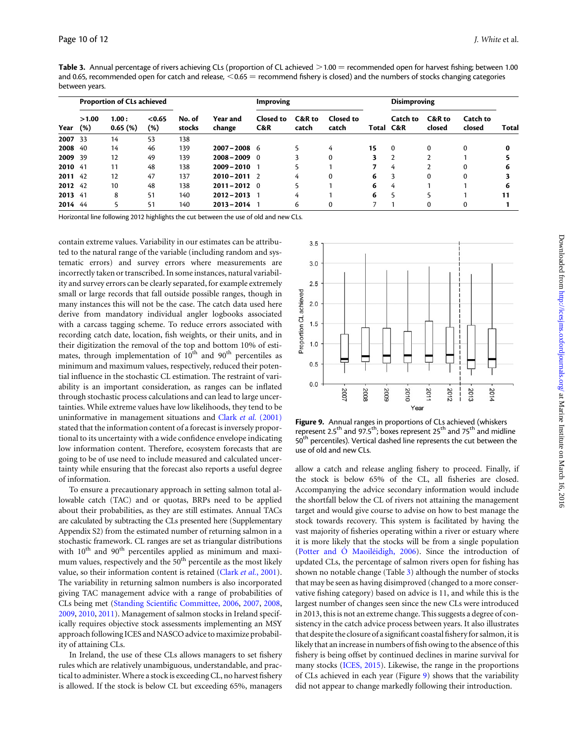**Table 3.** Annual percentage of rivers achieving CLs (proportion of CL achieved >1.00 = recommended open for harvest fishing; between 1.00 and 0.65, recommended open for catch and release, <0.65 = recommend fishery is closed) and the numbers of stocks changing categories between years.

| | Proportion of CLs achieved | | | | | Improving | | | | Disimproving | | | |
|---|---|---|---|---|---|---|---|---|---|---|---|---|---|
| Year | >1.00 (%) | 1.00 : 0.65 (%) | <0.65 (%) | No. of stocks | Year and change | Closed to C&R | C&R to catch | Closed to catch | Total | Catch to C&R | C&R to closed | Catch to closed | Total |
| **2007** | 33 | 14 | 53 | 138 | | | | | | | | | |
| **2008** | 40 | 14 | 46 | 139 | **2007–2008** | 6 | 5 | 4 | **15** | 0 | 0 | 0 | **0** |
| **2009** | 39 | 12 | 49 | 139 | **2008–2009** | 0 | 3 | 0 | **3** | 2 | 2 | 1 | **5** |
| **2010** | 41 | 11 | 48 | 138 | **2009–2010** | 1 | 5 | 1 | **7** | 4 | 2 | 0 | **6** |
| **2011** | 42 | 12 | 47 | 137 | **2010–2011** | 2 | 4 | 0 | **6** | 3 | 0 | 0 | **3** |
| **2012** | 42 | 10 | 48 | 138 | **2011–2012** | 0 | 5 | 1 | **6** | 4 | 1 | 1 | **6** |
| **2013** | 41 | 8 | 51 | 140 | **2012–2013** | 1 | 4 | 1 | **6** | 5 | 5 | 1 | **11** |
| **2014** | 44 | 5 | 51 | 140 | **2013–2014** | 1 | 6 | 0 | 7 | 1 | 0 | 0 | **1** |

Horizontal line following 2012 highlights the cut between the use of old and new CLs.

contain extreme values. Variability in our estimates can be attributed to the natural range of the variable (including random and systematic errors) and survey errors where measurements are incorrectly taken or transcribed. In some instances, natural variability and survey errors can be clearly separated, for example extremely small or large records that fall outside possible ranges, though in many instances this will not be the case. The catch data used here derive from mandatory individual angler logbooks associated with a carcass tagging scheme. To reduce errors associated with recording catch date, location, fish weights, or their units, and in their digitization the removal of the top and bottom 10% of estimates, through implementation of 10th and 90th percentiles as minimum and maximum values, respectively, reduced their potential influence in the stochastic CL estimation. The restraint of variability is an important consideration, as ranges can be inflated through stochastic process calculations and can lead to large uncertainties. While extreme values have low likelihoods, they tend to be uninformative in management situations and Clark *et al.* (2001) stated that the information content of a forecast is inversely proportional to its uncertainty with a wide confidence envelope indicating low information content. Therefore, ecosystem forecasts that are going to be of use need to include measured and calculated uncertainty while ensuring that the forecast also reports a useful degree of information.

To ensure a precautionary approach in setting salmon total allowable catch (TAC) and or quotas, BRPs need to be applied about their probabilities, as they are still estimates. Annual TACs are calculated by subtracting the CLs presented here (Supplementary Appendix S2) from the estimated number of returning salmon in a stochastic framework. CL ranges are set as triangular distributions with 10th and 90th percentiles applied as minimum and maximum values, respectively and the 50th percentile as the most likely value, so their information content is retained (Clark *et al.*, 2001). The variability in returning salmon numbers is also incorporated giving TAC management advice with a range of probabilities of CLs being met (Standing Scientific Committee, 2006, 2007, 2008, 2009, 2010, 2011). Management of salmon stocks in Ireland specifically requires objective stock assessments implementing an MSY approach following ICES and NASCO advice to maximize probability of attaining CLs.

In Ireland, the use of these CLs allows managers to set fishery rules which are relatively unambiguous, understandable, and practical to administer. Where a stock is exceeding CL, no harvest fishery is allowed. If the stock is below CL but exceeding 65%, managers allow a catch and release angling fishery to proceed. Finally, if the stock is below 65% of the CL, all fisheries are closed. Accompanying the advice secondary information would include the shortfall below the CL of rivers not attaining the management target and would give course to advise on how to best manage the stock towards recovery. This system is facilitated by having the vast majority of fisheries operating within a river or estuary where it is more likely that the stocks will be from a single population (Potter and Ó Maoiléidigh, 2006). Since the introduction of updated CLs, the percentage of salmon rivers open for fishing has shown no notable change (Table 3) although the number of stocks that may be seen as having disimproved (changed to a more conservative fishing category) based on advice is 11, and while this is the largest number of changes seen since the new CLs were introduced in 2013, this is not an extreme change. This suggests a degree of consistency in the catch advice process between years. It also illustrates that despite the closure of a significant coastal fishery for salmon, it is likely that an increase in numbers of fish owing to the absence of this fishery is being offset by continued declines in marine survival for many stocks (ICES, 2015). Likewise, the range in the proportions of CLs achieved in each year (Figure 9) shows that the variability did not appear to change markedly following their introduction.

**Figure 9.** Annual ranges in proportions of CLs achieved (whiskers represent 2.5th and 97.5th; boxes represent 25th and 75th and midline 50th percentiles). Vertical dashed line represents the cut between the use of old and new CLs.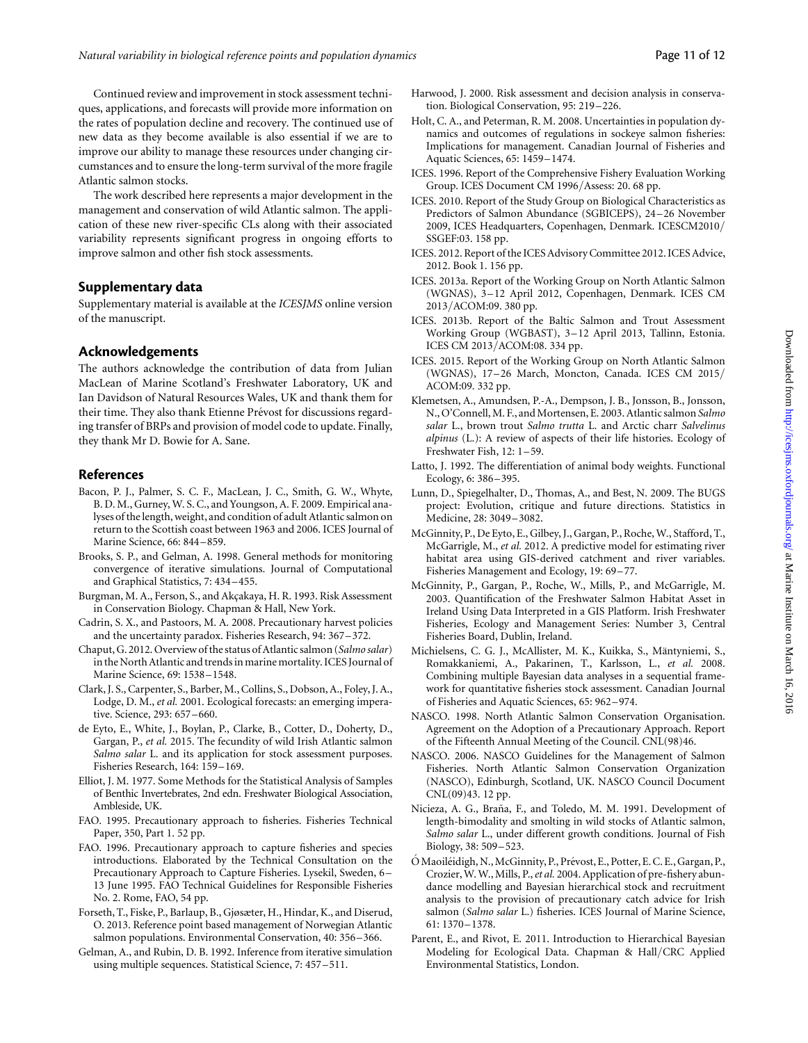Continued review and improvement in stock assessment techniques, applications, and forecasts will provide more information on the rates of population decline and recovery. The continued use of new data as they become available is also essential if we are to improve our ability to manage these resources under changing circumstances and to ensure the long-term survival of the more fragile Atlantic salmon stocks.

The work described here represents a major development in the management and conservation of wild Atlantic salmon. The application of these new river-specific CLs along with their associated variability represents significant progress in ongoing efforts to improve salmon and other fish stock assessments.

## Supplementary data

Supplementary material is available at the *ICESJMS* online version of the manuscript.

## Acknowledgements

The authors acknowledge the contribution of data from Julian MacLean of Marine Scotland's Freshwater Laboratory, UK and Ian Davidson of Natural Resources Wales, UK and thank them for their time. They also thank Etienne Prévost for discussions regarding transfer of BRPs and provision of model code to update. Finally, they thank Mr D. Bowie for A. Sane.

## References

Bacon, P. J., Palmer, S. C. F., MacLean, J. C., Smith, G. W., Whyte, B. D. M., Gurney, W. S. C., and Youngson, A. F. 2009. Empirical analyses of the length, weight, and condition of adult Atlantic salmon on return to the Scottish coast between 1963 and 2006. ICES Journal of Marine Science, 66: 844–859.

Brooks, S. P., and Gelman, A. 1998. General methods for monitoring convergence of iterative simulations. Journal of Computational and Graphical Statistics, 7: 434–455.

Burgman, M. A., Ferson, S., and Akçakaya, H. R. 1993. Risk Assessment in Conservation Biology. Chapman & Hall, New York.

Cadrin, S. X., and Pastoors, M. A. 2008. Precautionary harvest policies and the uncertainty paradox. Fisheries Research, 94: 367–372.

Chaput, G. 2012. Overview of the status of Atlantic salmon (*Salmo salar*) in the North Atlantic and trends in marine mortality. ICES Journal of Marine Science, 69: 1538–1548.

Clark, J. S., Carpenter, S., Barber, M., Collins, S., Dobson, A., Foley, J. A., Lodge, D. M., *et al.* 2001. Ecological forecasts: an emerging imperative. Science, 293: 657–660.

de Eyto, E., White, J., Boylan, P., Clarke, B., Cotter, D., Doherty, D., Gargan, P., *et al.* 2015. The fecundity of wild Irish Atlantic salmon *Salmo salar* L. and its application for stock assessment purposes. Fisheries Research, 164: 159–169.

Elliot, J. M. 1977. Some Methods for the Statistical Analysis of Samples of Benthic Invertebrates, 2nd edn. Freshwater Biological Association, Ambleside, UK.

FAO. 1995. Precautionary approach to fisheries. Fisheries Technical Paper, 350, Part 1. 52 pp.

FAO. 1996. Precautionary approach to capture fisheries and species introductions. Elaborated by the Technical Consultation on the Precautionary Approach to Capture Fisheries. Lysekil, Sweden, 6–13 June 1995. FAO Technical Guidelines for Responsible Fisheries No. 2. Rome, FAO, 54 pp.

Forseth, T., Fiske, P., Barlaup, B., Gjøsæter, H., Hindar, K., and Diserud, O. 2013. Reference point based management of Norwegian Atlantic salmon populations. Environmental Conservation, 40: 356–366.

Gelman, A., and Rubin, D. B. 1992. Inference from iterative simulation using multiple sequences. Statistical Science, 7: 457–511.

Harwood, J. 2000. Risk assessment and decision analysis in conservation. Biological Conservation, 95: 219–226.

Holt, C. A., and Peterman, R. M. 2008. Uncertainties in population dynamics and outcomes of regulations in sockeye salmon fisheries: Implications for management. Canadian Journal of Fisheries and Aquatic Sciences, 65: 1459–1474.

ICES. 1996. Report of the Comprehensive Fishery Evaluation Working Group. ICES Document CM 1996/Assess: 20. 68 pp.

ICES. 2010. Report of the Study Group on Biological Characteristics as Predictors of Salmon Abundance (SGBICEPS), 24–26 November 2009, ICES Headquarters, Copenhagen, Denmark. ICESCM2010/SSGEF:03. 158 pp.

ICES. 2012. Report of the ICES Advisory Committee 2012. ICES Advice, 2012. Book 1. 156 pp.

ICES. 2013a. Report of the Working Group on North Atlantic Salmon (WGNAS), 3–12 April 2012, Copenhagen, Denmark. ICES CM 2013/ACOM:09. 380 pp.

ICES. 2013b. Report of the Baltic Salmon and Trout Assessment Working Group (WGBAST), 3–12 April 2013, Tallinn, Estonia. ICES CM 2013/ACOM:08. 334 pp.

ICES. 2015. Report of the Working Group on North Atlantic Salmon (WGNAS), 17–26 March, Moncton, Canada. ICES CM 2015/ACOM:09. 332 pp.

Klemetsen, A., Amundsen, P.-A., Dempson, J. B., Jonsson, B., Jonsson, N., O'Connell, M. F., and Mortensen, E. 2003. Atlantic salmon *Salmo salar* L., brown trout *Salmo trutta* L. and Arctic charr *Salvelinus alpinus* (L.): A review of aspects of their life histories. Ecology of Freshwater Fish, 12: 1–59.

Latto, J. 1992. The differentiation of animal body weights. Functional Ecology, 6: 386–395.

Lunn, D., Spiegelhalter, D., Thomas, A., and Best, N. 2009. The BUGS project: Evolution, critique and future directions. Statistics in Medicine, 28: 3049–3082.

McGinnity, P., De Eyto, E., Gilbey, J., Gargan, P., Roche, W., Stafford, T., McGarrigle, M., *et al.* 2012. A predictive model for estimating river habitat area using GIS-derived catchment and river variables. Fisheries Management and Ecology, 19: 69–77.

McGinnity, P., Gargan, P., Roche, W., Mills, P., and McGarrigle, M. 2003. Quantification of the Freshwater Salmon Habitat Asset in Ireland Using Data Interpreted in a GIS Platform. Irish Freshwater Fisheries, Ecology and Management Series: Number 3, Central Fisheries Board, Dublin, Ireland.

Michielsens, C. G. J., McAllister, M. K., Kuikka, S., Mäntyniemi, S., Romakkaniemi, A., Pakarinen, T., Karlsson, L., *et al.* 2008. Combining multiple Bayesian data analyses in a sequential framework for quantitative fisheries stock assessment. Canadian Journal of Fisheries and Aquatic Sciences, 65: 962–974.

NASCO. 1998. North Atlantic Salmon Conservation Organisation. Agreement on the Adoption of a Precautionary Approach. Report of the Fifteenth Annual Meeting of the Council. CNL(98)46.

NASCO. 2006. NASCO Guidelines for the Management of Salmon Fisheries. North Atlantic Salmon Conservation Organization (NASCO), Edinburgh, Scotland, UK. NASCO Council Document CNL(09)43. 12 pp.

Nicieza, A. G., Braña, F., and Toledo, M. M. 1991. Development of length-bimodality and smolting in wild stocks of Atlantic salmon, *Salmo salar* L., under different growth conditions. Journal of Fish Biology, 38: 509–523.

Ó Maoiléidigh, N., McGinnity, P., Prévost, E., Potter, E. C. E., Gargan, P., Crozier, W. W., Mills, P., *et al.* 2004. Application of pre-fishery abundance modelling and Bayesian hierarchical stock and recruitment analysis to the provision of precautionary catch advice for Irish salmon (*Salmo salar* L.) fisheries. ICES Journal of Marine Science, 61: 1370–1378.

Parent, E., and Rivot, E. 2011. Introduction to Hierarchical Bayesian Modeling for Ecological Data. Chapman & Hall/CRC Applied Environmental Statistics, London.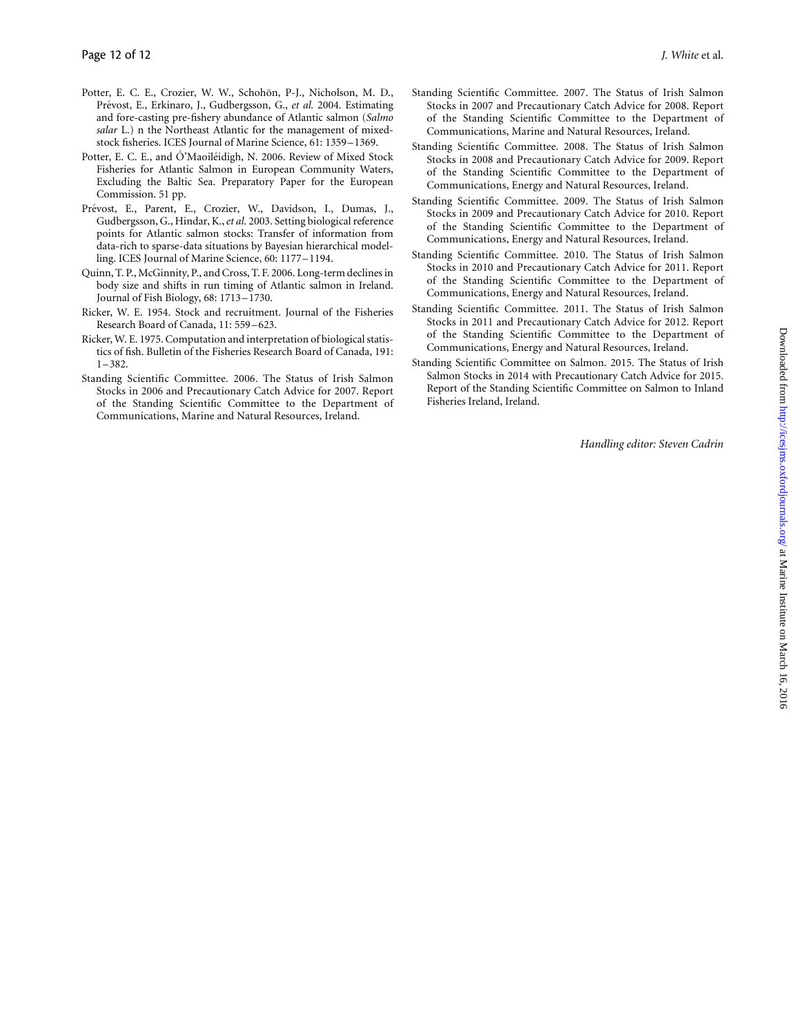Potter, E. C. E., Crozier, W. W., Schohön, P-J., Nicholson, M. D., Prévost, E., Erkinaro, J., Gudbergsson, G., *et al.* 2004. Estimating and fore-casting pre-fishery abundance of Atlantic salmon (*Salmo salar* L.) n the Northeast Atlantic for the management of mixed-stock fisheries. ICES Journal of Marine Science, 61: 1359–1369.

Potter, E. C. E., and Ó'Maoiléidigh, N. 2006. Review of Mixed Stock Fisheries for Atlantic Salmon in European Community Waters, Excluding the Baltic Sea. Preparatory Paper for the European Commission. 51 pp.

Prévost, E., Parent, E., Crozier, W., Davidson, I., Dumas, J., Gudbergsson, G., Hindar, K., *et al.* 2003. Setting biological reference points for Atlantic salmon stocks: Transfer of information from data-rich to sparse-data situations by Bayesian hierarchical modelling. ICES Journal of Marine Science, 60: 1177–1194.

Quinn, T. P., McGinnity, P., and Cross, T. F. 2006. Long-term declines in body size and shifts in run timing of Atlantic salmon in Ireland. Journal of Fish Biology, 68: 1713–1730.

Ricker, W. E. 1954. Stock and recruitment. Journal of the Fisheries Research Board of Canada, 11: 559–623.

Ricker, W. E. 1975. Computation and interpretation of biological statistics of fish. Bulletin of the Fisheries Research Board of Canada, 191: 1–382.

Standing Scientific Committee. 2006. The Status of Irish Salmon Stocks in 2006 and Precautionary Catch Advice for 2007. Report of the Standing Scientific Committee to the Department of Communications, Marine and Natural Resources, Ireland.

Standing Scientific Committee. 2007. The Status of Irish Salmon Stocks in 2007 and Precautionary Catch Advice for 2008. Report of the Standing Scientific Committee to the Department of Communications, Marine and Natural Resources, Ireland.

Standing Scientific Committee. 2008. The Status of Irish Salmon Stocks in 2008 and Precautionary Catch Advice for 2009. Report of the Standing Scientific Committee to the Department of Communications, Energy and Natural Resources, Ireland.

Standing Scientific Committee. 2009. The Status of Irish Salmon Stocks in 2009 and Precautionary Catch Advice for 2010. Report of the Standing Scientific Committee to the Department of Communications, Energy and Natural Resources, Ireland.

Standing Scientific Committee. 2010. The Status of Irish Salmon Stocks in 2010 and Precautionary Catch Advice for 2011. Report of the Standing Scientific Committee to the Department of Communications, Energy and Natural Resources, Ireland.

Standing Scientific Committee. 2011. The Status of Irish Salmon Stocks in 2011 and Precautionary Catch Advice for 2012. Report of the Standing Scientific Committee to the Department of Communications, Energy and Natural Resources, Ireland.

Standing Scientific Committee on Salmon. 2015. The Status of Irish Salmon Stocks in 2014 with Precautionary Catch Advice for 2015. Report of the Standing Scientific Committee on Salmon to Inland Fisheries Ireland, Ireland.

*Handling editor: Steven Cadrin*